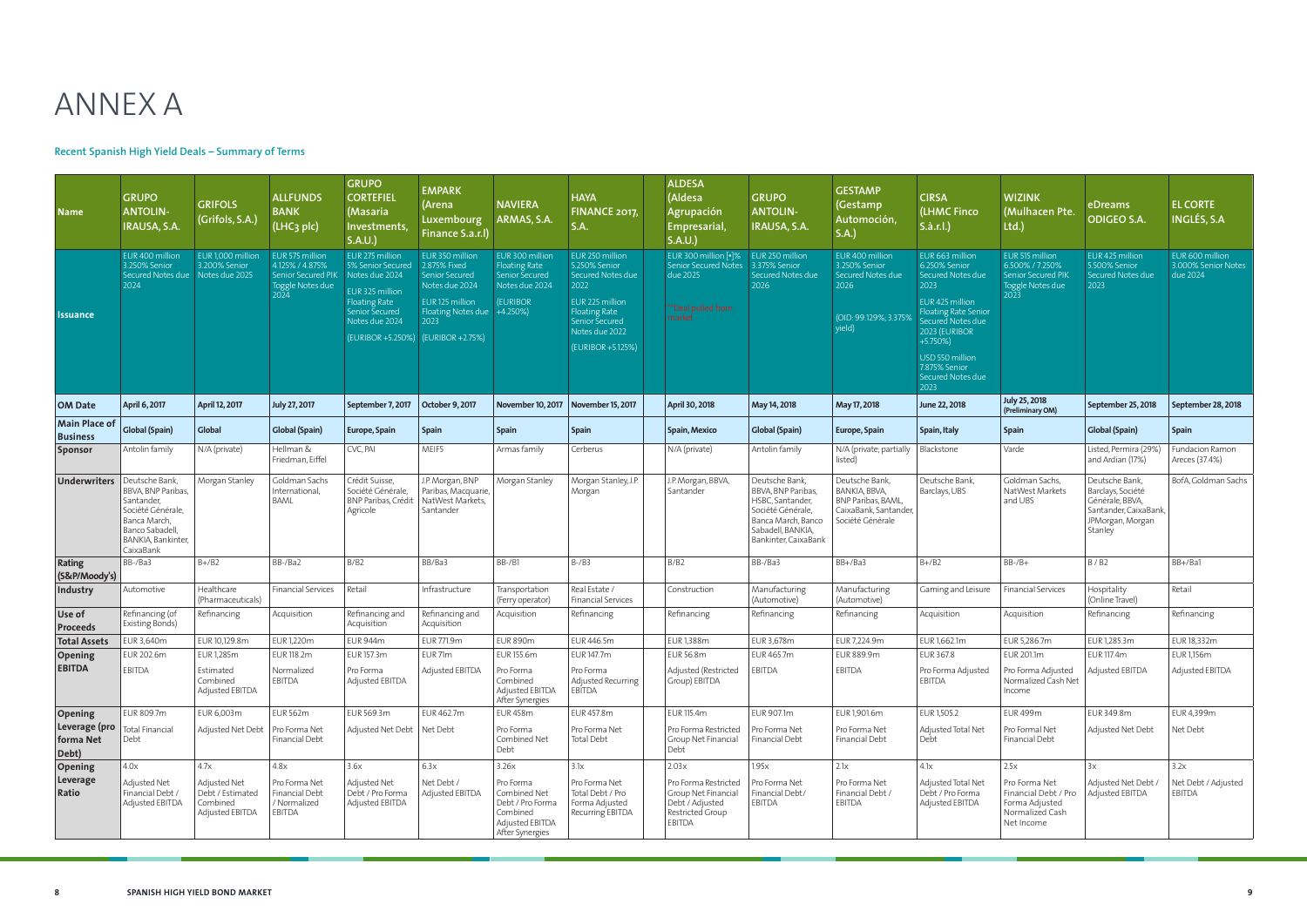# ANNEX A

**Recent Spanish High Yield Deals – Summary of Terms**

| Name | GRUPO ANTOLIN-IRAUSA, S.A. | GRIFOLS (Grifols, S.A.) | ALLFUNDS BANK (LHC3 plc) | GRUPO CORTEFIEL (Masaria Investments, S.A.U.) | EMPARK (Arena Luxembourg Finance S.a.r.l) | NAVIERA ARMAS, S.A. | HAYA FINANCE 2017, S.A. | ALDESA (Aldesa Agrupación Empresarial, S.A.U.) | GRUPO ANTOLIN-IRAUSA, S.A. | GESTAMP (Gestamp Automoción, S.A.) | CIRSA (LHMC Finco S.à.r.l.) | WIZINK (Mulhacen Pte. Ltd.) | eDreams ODIGEO S.A. | EL CORTE INGLÉS, S.A |
|---|---|---|---|---|---|---|---|---|---|---|---|---|---|---|
| Issuance | EUR 400 million 3.250% Senior Secured Notes due 2024 | EUR 1,000 million 3.200% Senior Notes due 2025 | EUR 575 million 4.125% / 4.875% Senior Secured PIK Toggle Notes due 2024 | EUR 275 million 5% Senior Secured Notes due 2024 EUR 325 million Floating Rate Senior Secured Notes due 2024 (EURIBOR +5.250%) | EUR 350 million 2.875% Fixed Senior Secured Notes due 2024 EUR 125 million Floating Notes due 2023 (EURIBOR +2.75%) | EUR 300 million Floating Rate Senior Secured Notes due 2024 (EURIBOR +4.250%) | EUR 250 million 5.250% Senior Secured Notes due 2022 EUR 225 million Floating Rate Senior Secured Notes due 2022 (EURIBOR +5.125%) | EUR 300 million [•]% Senior Secured Notes due 2025 **Deal pulled from market** | EUR 250 million 3.375% Senior Secured Notes due 2026 | EUR 400 million 3.250% Senior Secured Notes due 2026 (OID: 99.129%; 3.375% yield) | EUR 663 million 6.250% Senior Secured Notes due 2023 EUR 425 million Floating Rate Senior Secured Notes due 2023 (EURIBOR +5.750%) USD 550 million 7.875% Senior Secured Notes due 2023 | EUR 515 million 6.500% / 7.250% Senior Secured PIK Toggle Notes due 2023 | EUR 425 million 5.500% Senior Secured Notes due 2023 | EUR 600 million 3.000% Senior Notes due 2024 |
| OM Date | April 6, 2017 | April 12, 2017 | July 27, 2017 | September 7, 2017 | October 9, 2017 | November 10, 2017 | November 15, 2017 | April 30, 2018 | May 14, 2018 | May 17, 2018 | June 22, 2018 | July 25, 2018 (Preliminary OM) | September 25, 2018 | September 28, 2018 |
| Main Place of Business | Global (Spain) | Global | Global (Spain) | Europe, Spain | Spain | Spain | Spain | Spain, Mexico | Global (Spain) | Europe, Spain | Spain, Italy | Spain | Global (Spain) | Spain |
| Sponsor | Antolin family | N/A (private) | Hellman & Friedman, Eiffel | CVC, PAI | MEIF5 | Armas family | Cerberus | N/A (private) | Antolin family | N/A (private; partially listed) | Blackstone | Varde | Listed, Permira (29%) and Ardian (17%) | Fundacion Ramon Areces (37.4%) |
| Underwriters | Deutsche Bank, BBVA, BNP Paribas, Santander, Société Générale, Banca March, Banco Sabadell, BANKIA, Bankinter, CaixaBank | Morgan Stanley | Goldman Sachs International, BAML | Crédit Suisse, Société Générale, BNP Paribas, Crédit Agricole | J.P. Morgan, BNP Paribas, Macquarie, NatWest Markets, Santander | Morgan Stanley | Morgan Stanley, J.P. Morgan | J.P. Morgan, BBVA, Santander | Deutsche Bank, BBVA, BNP Paribas, HSBC, Santander, Société Générale, Banca March, Banco Sabadell, BANKIA, Bankinter, CaixaBank | Deutsche Bank, BANKIA, BBVA, BNP Paribas, BAML, CaixaBank, Santander, Société Générale | Deutsche Bank, Barclays, UBS | Goldman Sachs, NatWest Markets and UBS | Deutsche Bank, Barclays, Société Générale, BBVA, Santander, CaixaBank, JPMorgan, Morgan Stanley | BofA, Goldman Sachs |
| Rating (S&P/Moody's) | BB-/Ba3 | B+/B2 | BB-/Ba2 | B/B2 | BB/Ba3 | BB-/B1 | B-/B3 | B/B2 | BB-/Ba3 | BB+/Ba3 | B+/B2 | BB-/B+ | B / B2 | BB+/Ba1 |
| Industry | Automotive | Healthcare (Pharmaceuticals) | Financial Services | Retail | Infrastructure | Transportation (Ferry operator) | Real Estate / Financial Services | Construction | Manufacturing (Automotive) | Manufacturing (Automotive) | Gaming and Leisure | Financial Services | Hospitality (Online Travel) | Retail |
| Use of Proceeds | Refinancing (of Existing Bonds) | Refinancing | Acquisition | Refinancing and Acquisition | Refinancing and Acquisition | Acquisition | Refinancing | Refinancing | Refinancing | Refinancing | Acquisition | Acquisition | Refinancing | Refinancing |
| Total Assets | EUR 3,640m | EUR 10,129.8m | EUR 1,220m | EUR 944m | EUR 771.9m | EUR 890m | EUR 446.5m | EUR 1,388m | EUR 3,678m | EUR 7,224.9m | EUR 1,662.1m | EUR 5,286.7m | EUR 1,285.3m | EUR 18,332m |
| Opening EBITDA | EUR 202.6m EBITDA | EUR 1,285m Estimated Combined Adjusted EBITDA | EUR 118.2m Normalized EBITDA | EUR 157.3m Pro Forma Adjusted EBITDA | EUR 71m Adjusted EBITDA | EUR 155.6m Pro Forma Combined Adjusted EBITDA After Synergies | EUR 147.7m Pro Forma Adjusted Recurring EBITDA | EUR 56.8m Adjusted (Restricted Group) EBITDA | EUR 465.7m EBITDA | EUR 889.9m EBITDA | EUR 367.8 Pro Forma Adjusted EBITDA | EUR 201.1m Pro Forma Adjusted Normalized Cash Net Income | EUR 117.4m Adjusted EBITDA | EUR 1,156m Adjusted EBITDA |
| Opening Leverage (pro forma Net Debt) | EUR 809.7m Total Financial Debt | EUR 6,003m Adjusted Net Debt | EUR 562m Pro Forma Net Financial Debt | EUR 569.3m Adjusted Net Debt | EUR 462.7m Net Debt | EUR 458m Pro Forma Combined Net Debt | EUR 457.8m Pro Forma Net Total Debt | EUR 115.4m Pro Forma Restricted Group Net Financial Debt | EUR 907.1m Pro Forma Net Financial Debt | EUR 1,901.6m Pro Forma Net Financial Debt | EUR 1,505.2 Adjusted Total Net Debt | EUR 499m Pro Formal Net Financial Debt | EUR 349.8m Adjusted Net Debt | EUR 4,399m Net Debt |
| Opening Leverage Ratio | 4.0x Adjusted Net Financial Debt / Adjusted EBITDA | 4.7x Adjusted Net Debt / Estimated Combined Adjusted EBITDA | 4.8x Pro Forma Net Financial Debt / Normalized EBITDA | 3.6x Adjusted Net Debt / Pro Forma Adjusted EBITDA | 6.3x Net Debt / Adjusted EBITDA | 3.26x Pro Forma Combined Net Debt / Pro Forma Combined Adjusted EBITDA After Synergies | 3.1x Pro Forma Net Total Debt / Pro Forma Adjusted Recurring EBITDA | 2.03x Pro Forma Restricted Group Net Financial Debt / Adjusted Restricted Group EBITDA | 1.95x Pro Forma Net Financial Debt / EBITDA | 2.1x Pro Forma Net Financial Debt / EBITDA | 4.1x Adjusted Total Net Debt / Pro Forma Adjusted EBITDA | 2.5x Pro Forma Net Financial Debt / Pro Forma Adjusted Normalized Cash Net Income | 3x Adjusted Net Debt / Adjusted EBITDA | 3.2x Net Debt / Adjusted EBITDA |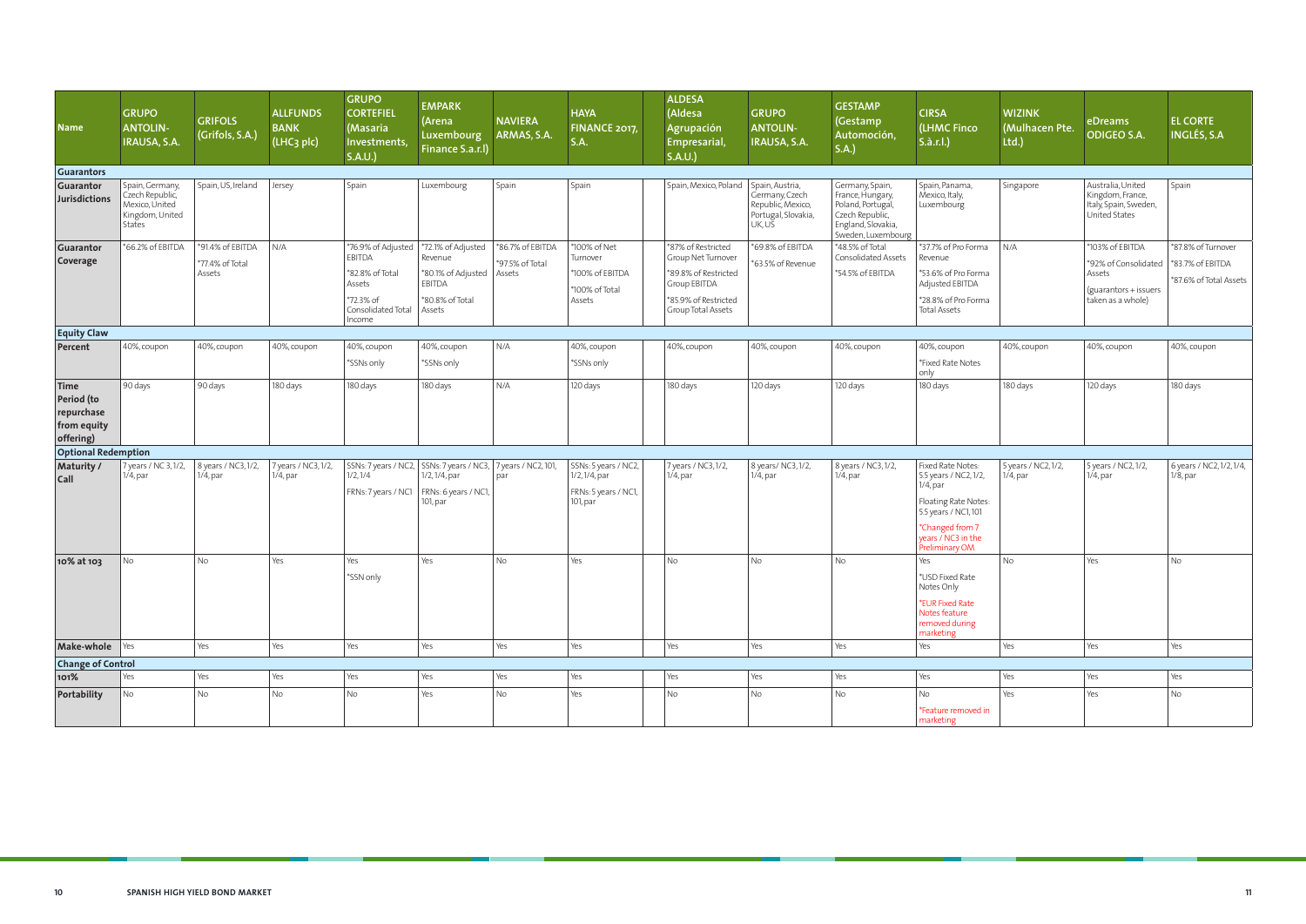| Name | GRUPO ANTOLIN-IRAUSA, S.A. | GRIFOLS (Grifols, S.A.) | ALLFUNDS BANK (LHC3 plc) | GRUPO CORTEFIEL (Masaria Investments, S.A.U.) | EMPARK (Arena Luxembourg Finance S.a.r.l) | NAVIERA ARMAS, S.A. | HAYA FINANCE 2017, S.A. | ALDESA (Aldesa Agrupación Empresarial, S.A.U.) | GRUPO ANTOLIN-IRAUSA, S.A. | GESTAMP (Gestamp Automoción, S.A.) | CIRSA (LHMC Finco S.à.r.l.) | WIZINK (Mulhacen Pte. Ltd.) | eDreams ODIGEO S.A. | EL CORTE INGLÉS, S.A |
|---|---|---|---|---|---|---|---|---|---|---|---|---|---|---|
| **Guarantors** | | | | | | | | | | | | | | |
| **Guarantor Jurisdictions** | Spain, Germany, Czech Republic, Mexico, United Kingdom, United States | Spain, US, Ireland | Jersey | Spain | Luxembourg | Spain | Spain | Spain, Mexico, Poland | Spain, Austria, Germany, Czech Republic, Mexico, Portugal, Slovakia, UK, US | Germany, Spain, France, Hungary, Poland, Portugal, Czech Republic, England, Slovakia, Sweden, Luxembourg | Spain, Panama, Mexico, Italy, Luxembourg | Singapore | Australia, United Kingdom, France, Italy, Spain, Sweden, United States | Spain |
| **Guarantor Coverage** | *66.2% of EBITDA | *91.4% of EBITDA<br>*77.4% of Total Assets | N/A | *76.9% of Adjusted EBITDA<br>*82.8% of Total Assets<br>*72.3% of Consolidated Total Income | *72.1% of Adjusted Revenue<br>*80.1% of Adjusted EBITDA<br>*80.8% of Total Assets | *86.7% of EBITDA<br>*97.5% of Total Assets | *100% of Net Turnover<br>*100% of EBITDA<br>*100% of Total Assets | *87% of Restricted Group Net Turnover<br>*89.8% of Restricted Group EBITDA<br>*85.9% of Restricted Group Total Assets | *69.8% of EBITDA<br>*63.5% of Revenue | *48.5% of Total Consolidated Assets<br>*54.5% of EBITDA | *37.7% of Pro Forma Revenue<br>*53.6% of Pro Forma Adjusted EBITDA<br>*28.8% of Pro Forma Total Assets | N/A | *103% of EBITDA<br>*92% of Consolidated Assets<br>(guarantors + issuers taken as a whole) | *87.8% of Turnover<br>*83.7% of EBITDA<br>*87.6% of Total Assets |
| **Equity Claw** | | | | | | | | | | | | | | |
| **Percent** | 40%, coupon | 40%, coupon | 40%, coupon | 40%, coupon<br>*SSNs only | 40%, coupon<br>*SSNs only | N/A | 40%, coupon<br>*SSNs only | 40%, coupon | 40%, coupon | 40%, coupon | 40%, coupon<br>*Fixed Rate Notes only | 40%, coupon | 40%, coupon | 40%, coupon |
| **Time Period (to repurchase from equity offering)** | 90 days | 90 days | 180 days | 180 days | 180 days | N/A | 120 days | 180 days | 120 days | 120 days | 180 days | 180 days | 120 days | 180 days |
| **Optional Redemption** | | | | | | | | | | | | | | |
| **Maturity / Call** | 7 years / NC 3, 1/2, 1/4, par | 8 years / NC3, 1/2, 1/4, par | 7 years / NC3, 1/2, 1/4, par | SSNs: 7 years / NC2, 1/2, 1/4<br>FRNs: 7 years / NC1 | SSNs: 7 years / NC3, 1/2, 1/4, par<br>FRNs: 6 years / NC1, 101, par | 7 years / NC2, 101, par | SSNs: 5 years / NC2, 1/2, 1/4, par<br>FRNs: 5 years / NC1, 101, par | 7 years / NC3, 1/2, 1/4, par | 8 years/ NC3, 1/2, 1/4, par | 8 years / NC3, 1/2, 1/4, par | Fixed Rate Notes: 5.5 years / NC2, 1/2, 1/4, par<br>Floating Rate Notes: 5.5 years / NC1, 101<br>*Changed from 7 years / NC3 in the Preliminary OM | 5 years / NC2, 1/2, 1/4, par | 5 years / NC2, 1/2, 1/4, par | 6 years / NC2, 1/2, 1/4, 1/8, par |
| **10% at 103** | No | No | Yes | Yes<br>*SSN only | Yes | No | Yes | No | No | No | Yes<br>*USD Fixed Rate Notes Only<br>*EUR Fixed Rate Notes feature removed during marketing | No | Yes | No |
| **Make-whole** | Yes | Yes | Yes | Yes | Yes | Yes | Yes | Yes | Yes | Yes | Yes | Yes | Yes | Yes |
| **Change of Control** | | | | | | | | | | | | | | |
| **101%** | Yes | Yes | Yes | Yes | Yes | Yes | Yes | Yes | Yes | Yes | Yes | Yes | Yes | Yes |
| **Portability** | No | No | No | No | Yes | No | Yes | No | No | No | No<br>*Feature removed in marketing | Yes | Yes | No |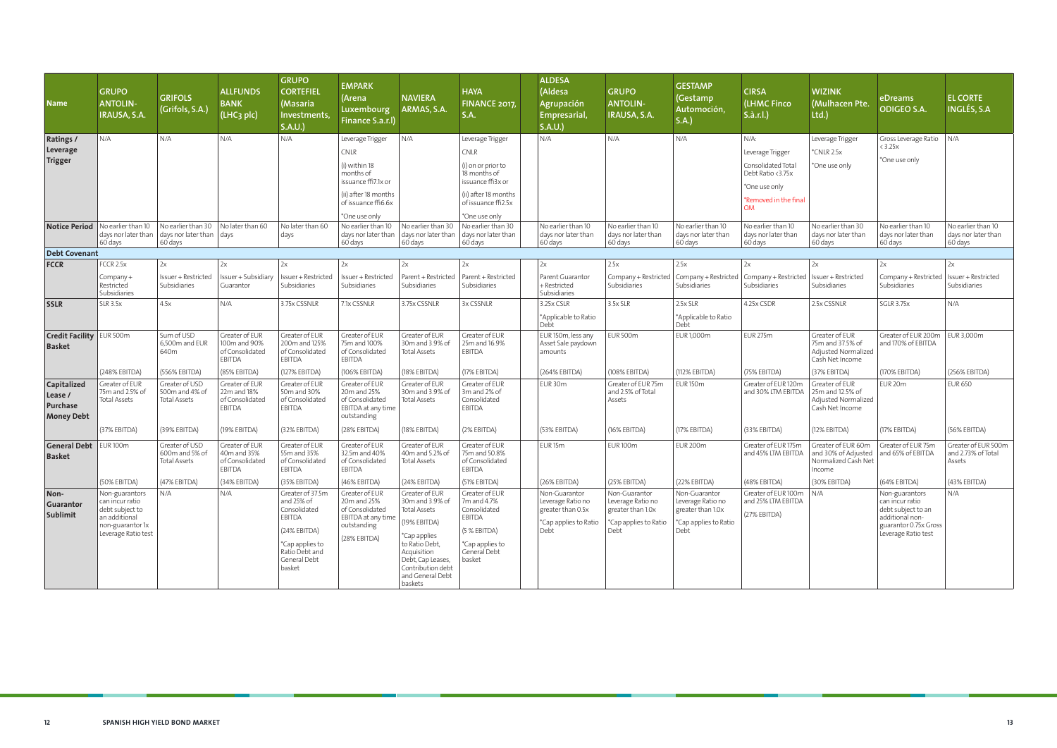| Name | GRUPO ANTOLIN-IRAUSA, S.A. | GRIFOLS (Grifols, S.A.) | ALLFUNDS BANK (LHC3 plc) | GRUPO CORTEFIEL (Masaria Investments, S.A.U.) | EMPARK (Arena Luxembourg Finance S.a.r.l) | NAVIERA ARMAS, S.A. | HAYA FINANCE 2017, S.A. | ALDESA (Aldesa Agrupación Empresarial, S.A.U.) | GRUPO ANTOLIN-IRAUSA, S.A. | GESTAMP (Gestamp Automoción, S.A.) | CIRSA (LHMC Finco S.à.r.l.) | WIZINK (Mulhacen Pte. Ltd.) | eDreams ODIGEO S.A. | EL CORTE INGLÉS, S.A |
|---|---|---|---|---|---|---|---|---|---|---|---|---|---|---|
| Ratings / Leverage Trigger | N/A | N/A | N/A | N/A | Leverage Trigger<br>CNLR<br>(i) within 18 months of issuance ffi7.1x or<br>(ii) after 18 months of issuance ffi6.6x<br>*One use only | N/A | Leverage Trigger<br>CNLR<br>(i) on or prior to 18 months of issuance ffi3x or<br>(ii) after 18 months of issuance ffi2.5x<br>*One use only | N/A | N/A | N/A | N/A:<br>Leverage Trigger<br>Consolidated Total Debt Ratio <3.75x<br>*One use only<br>*Removed in the final OM | Leverage Trigger<br>*CNLR 2.5x<br>*One use only | Gross Leverage Ratio < 3.25x<br>*One use only | N/A |
| Notice Period | No earlier than 10 days nor later than 60 days | No earlier than 30 days nor later than 60 days | No later than 60 days | No later than 60 days | No earlier than 10 days nor later than 60 days | No earlier than 30 days nor later than 60 days | No earlier than 30 days nor later than 60 days | No earlier than 10 days nor later than 60 days | No earlier than 10 days nor later than 60 days | No earlier than 10 days nor later than 60 days | No earlier than 10 days nor later than 60 days | No earlier than 30 days nor later than 60 days | No earlier than 10 days nor later than 60 days | No earlier than 10 days nor later than 60 days |
| **Debt Covenant** | | | | | | | | | | | | | | |
| FCCR | FCCR 2.5x<br>Company + Restricted Subsidiaries | 2x<br>Issuer + Restricted Subsidiaries | 2x<br>Issuer + Subsidiary Guarantor | 2x<br>Issuer + Restricted Subsidiaries | 2x<br>Issuer + Restricted Subsidiaries | 2x<br>Parent + Restricted Subsidiaries | 2x<br>Parent + Restricted Subsidiaries | 2x<br>Parent Guarantor + Restricted Subsidiaries | 2.5x<br>Company + Restricted Subsidiaries | 2.5x<br>Company + Restricted Subsidiaries | 2x<br>Company + Restricted Subsidiaries | 2x<br>Issuer + Restricted Subsidiaries | 2x<br>Company + Restricted Subsidiaries | 2x<br>Issuer + Restricted Subsidiaries |
| SSLR | SLR 3.5x | 4.5x | N/A | 3.75x CSSNLR | 7.1x CSSNLR | 3.75x CSSNLR | 3x CSSNLR | 3.25x CSLR<br>*Applicable to Ratio Debt | 3.5x SLR | 2.5x SLR<br>*Applicable to Ratio Debt | 4.25x CSDR | 2.5x CSSNLR | SGLR 3.75x | N/A |
| Credit Facility Basket | EUR 500m<br>(248% EBITDA) | Sum of USD 6,500m and EUR 640m<br>(556% EBITDA) | Greater of EUR 100m and 90% of Consolidated EBITDA<br>(85% EBITDA) | Greater of EUR 200m and 125% of Consolidated EBITDA<br>(127% EBITDA) | Greater of EUR 75m and 100% of Consolidated EBITDA<br>(106% EBITDA) | Greater of EUR 30m and 3.9% of Total Assets<br>(18% EBITDA) | Greater of EUR 25m and 16.9% EBITDA<br>(17% EBITDA) | EUR 150m, less any Asset Sale paydown amounts<br>(264% EBITDA) | EUR 500m<br>(108% EBITDA) | EUR 1,000m<br>(112% EBITDA) | EUR 275m<br>(75% EBITDA) | Greater of EUR 75m and 37.5% of Adjusted Normalized Cash Net Income<br>(37% EBITDA) | Greater of EUR 200m and 170% of EBITDA<br>(170% EBITDA) | EUR 3,000m<br>(256% EBITDA) |
| Capitalized Lease / Purchase Money Debt | Greater of EUR 75m and 2.5% of Total Assets<br>(37% EBITDA) | Greater of USD 500m and 4% of Total Assets<br>(39% EBITDA) | Greater of EUR 22m and 18% of Consolidated EBITDA<br>(19% EBITDA) | Greater of EUR 50m and 30% of Consolidated EBITDA<br>(32% EBITDA) | Greater of EUR 20m and 25% of Consolidated EBITDA at any time outstanding<br>(28% EBITDA) | Greater of EUR 30m and 3.9% of Total Assets<br>(18% EBITDA) | Greater of EUR 3m and 2% of Consolidated EBITDA<br>(2% EBITDA) | EUR 30m<br>(53% EBITDA) | Greater of EUR 75m and 2.5% of Total Assets<br>(16% EBITDA) | EUR 150m<br>(17% EBITDA) | Greater of EUR 120m and 30% LTM EBITDA<br>(33% EBITDA) | Greater of EUR 25m and 12.5% of Adjusted Normalized Cash Net Income<br>(12% EBITDA) | EUR 20m<br>(17% EBITDA) | EUR 650<br>(56% EBITDA) |
| General Debt Basket | EUR 100m<br>(50% EBITDA) | Greater of USD 600m and 5% of Total Assets<br>(47% EBITDA) | Greater of EUR 40m and 35% of Consolidated EBITDA<br>(34% EBITDA) | Greater of EUR 55m and 35% of Consolidated EBITDA<br>(35% EBITDA) | Greater of EUR 32.5m and 40% of Consolidated EBITDA<br>(46% EBITDA) | Greater of EUR 40m and 5.2% of Total Assets<br>(24% EBITDA) | Greater of EUR 75m and 50.8% of Consolidated EBITDA<br>(51% EBITDA) | EUR 15m<br>(26% EBITDA) | EUR 100m<br>(25% EBITDA) | EUR 200m<br>(22% EBITDA) | Greater of EUR 175m and 45% LTM EBITDA<br>(48% EBITDA) | Greater of EUR 60m and 30% of Adjusted Normalized Cash Net Income<br>(30% EBITDA) | Greater of EUR 75m and 65% of EBITDA<br>(64% EBITDA) | Greater of EUR 500m and 2.73% of Total Assets<br>(43% EBITDA) |
| Non-Guarantor Sublimit | Non-guarantors can incur ratio debt subject to an additional non-guarantor 1x Leverage Ratio test | N/A | N/A | Greater of 37.5m and 25% of Consolidated EBITDA<br>(24% EBITDA)<br>*Cap applies to Ratio Debt and General Debt basket | Greater of EUR 20m and 25% of Consolidated EBITDA at any time outstanding<br>(28% EBITDA) | Greater of EUR 30m and 3.9% of Total Assets<br>(19% EBITDA)<br>*Cap applies to Ratio Debt, Acquisition Debt, Cap Leases, Contribution debt and General Debt baskets | Greater of EUR 7m and 4.7% Consolidated EBITDA<br>(5 % EBITDA)<br>*Cap applies to General Debt basket | Non-Guarantor Leverage Ratio no greater than 0.5x<br>*Cap applies to Ratio Debt | Non-Guarantor Leverage Ratio no greater than 1.0x<br>*Cap applies to Ratio Debt | Non-Guarantor Leverage Ratio no greater than 1.0x<br>*Cap applies to Ratio Debt | Greater of EUR 100m and 25% LTM EBITDA<br>(27% EBITDA) | N/A | Non-guarantors can incur ratio debt subject to an additional non-guarantor 0.75x Gross Leverage Ratio test | N/A |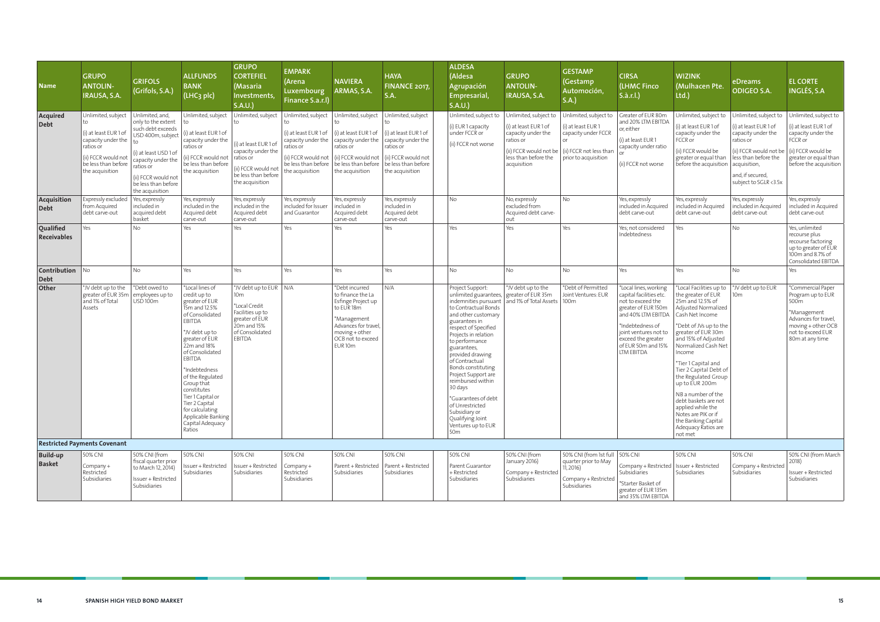| Name | GRUPO ANTOLIN-IRAUSA, S.A. | GRIFOLS (Grifols, S.A.) | ALLFUNDS BANK (LHC3 plc) | GRUPO CORTEFIEL (Masaria Investments, S.A.U.) | EMPARK (Arena Luxembourg Finance S.a.r.l) | NAVIERA ARMAS, S.A. | HAYA FINANCE 2017, S.A. | ALDESA (Aldesa Agrupación Empresarial, S.A.U.) | GRUPO ANTOLIN-IRAUSA, S.A. | GESTAMP (Gestamp Automoción, S.A.) | CIRSA (LHMC Finco S.à.r.l.) | WIZINK (Mulhacen Pte. Ltd.) | eDreams ODIGEO S.A. | EL CORTE INGLÉS, S.A |
|---|---|---|---|---|---|---|---|---|---|---|---|---|---|---|
| **Acquired Debt** | Unlimited, subject to (i) at least EUR 1 of capacity under the ratios or (ii) FCCR would not be less than before the acquisition | Unlimited, and, only to the extent such debt exceeds USD 400m, subject to (i) at least USD 1 of capacity under the ratios or (ii) FCCR would not be less than before the acquisition | Unlimited, subject to (i) at least EUR 1 of capacity under the ratios or (ii) FCCR would not be less than before the acquisition | Unlimited, subject to (i) at least EUR 1 of capacity under the ratios or (ii) FCCR would not be less than before the acquisition | Unlimited, subject to (i) at least EUR 1 of capacity under the ratios or (ii) FCCR would not be less than before the acquisition | Unlimited, subject to (i) at least EUR 1 of capacity under the ratios or (ii) FCCR would not be less than before the acquisition | Unlimited, subject to (i) at least EUR 1 of capacity under the ratios or (ii) FCCR would not be less than before the acquisition | Unlimited, subject to (i) EUR 1 capacity under FCCR or (ii) FCCR not worse | Unlimited, subject to (i) at least EUR 1 of capacity under the ratios or (ii) FCCR would not be less than before the acquisition | Unlimited, subject to (i) at least EUR 1 capacity under FCCR or (ii) FCCR not less than prior to acquisition | Greater of EUR 80m and 20% LTM EBITDA or, either (i) at least EUR 1 capacity under ratio or (ii) FCCR not worse | Unlimited, subject to (i) at least EUR 1 of capacity under the FCCR or (ii) FCCR would be greater or equal than before the acquisition | Unlimited, subject to (i) at least EUR 1 of capacity under the ratios or (ii) FCCR would not be less than before the acquisition, and, if secured, subject to SGLR <3.5x | Unlimited, subject to (i) at least EUR 1 of capacity under the FCCR or (ii) FCCR would be greater or equal than before the acquisition |
| **Acquisition Debt** | Expressly excluded from Acquired debt carve-out | Yes, expressly included in acquired debt basket | Yes, expressly included in the Acquired debt carve-out | Yes, expressly included in the Acquired debt carve-out | Yes, expressly included for Issuer and Guarantor | Yes, expressly included in Acquired debt carve-out | Yes, expressly included in Acquired debt carve-out | No | No, expressly excluded from Acquired debt carve-out | No | Yes, expressly included in Acquired debt carve-out | Yes, expressly included in Acquired debt carve-out | Yes, expressly included in Acquired debt carve-out | Yes, expressly included in Acquired debt carve-out |
| **Qualified Receivables** | Yes | No | Yes | Yes | Yes | Yes | Yes | Yes | Yes | Yes | Yes; not considered Indebtedness | Yes | No | Yes, unlimited recourse plus recourse factoring up to greater of EUR 100m and 8.7% of Consolidated EBITDA |
| **Contribution Debt** | No | No | Yes | Yes | Yes | Yes | Yes | No | No | No | Yes | Yes | No | Yes |
| **Other** | *JV debt up to the greater of EUR 35m and 1% of Total Assets | *Debt owed to employees up to USD 100m | *Local lines of credit up to greater of EUR 15m and 12.5% of Consolidated EBITDA *JV debt up to greater of EUR 22m and 18% of Consolidated EBITDA *Indebtedness of the Regulated Group that constitutes Tier 1 Capital or Tier 2 Capital for calculating Applicable Banking Capital Adequacy Ratios | *JV debt up to EUR 10m *Local Credit Facilities up to greater of EUR 20m and 15% of Consolidated EBITDA | N/A | *Debt incurred to finance the La Esfinge Project up to EUR 18m *Management Advances for travel, moving + other OCB not to exceed EUR 10m | N/A | Project Support: unlimited guarantees, indemnities pursuant to Contractual Bonds and other customary guarantees in respect of Specified Projects in relation to performance guarantees, provided drawing of Contractual Bonds constituting Project Support are reimbursed within 30 days *Guarantees of debt of Unrestricted Subsidiary or Qualifying Joint Ventures up to EUR 50m | *JV debt up to the greater of EUR 35m and 1% of Total Assets | *Debt of Permitted Joint Ventures: EUR 100m | *Local lines, working capital facilities etc. not to exceed the greater of EUR 150m and 40% LTM EBITDA *Indebtedness of joint ventures not to exceed the greater of EUR 50m and 15% LTM EBITDA | *Local Facilities up to the greater of EUR 25m and 12.5% of Adjusted Normalized Cash Net Income *Debt of JVs up to the greater of EUR 30m and 15% of Adjusted Normalized Cash Net Income *Tier 1 Capital and Tier 2 Capital Debt of the Regulated Group up to EUR 200m NB a number of the debt baskets are not applied while the Notes are PIK or if the Banking Capital Adequacy Ratios are not met | *JV debt up to EUR 10m | *Commercial Paper Program up to EUR 500m *Management Advances for travel, moving + other OCB not to exceed EUR 80m at any time |
| **Restricted Payments Covenant** | | | | | | | | | | | | | | |
| **Build-up Basket** | 50% CNI Company + Restricted Subsidiaries | 50% CNI (from fiscal quarter prior to March 12, 2014) Issuer + Restricted Subsidiaries | 50% CNI Issuer + Restricted Subsidiaries | 50% CNI Issuer + Restricted Subsidiaries | 50% CNI Company + Restricted Subsidiaries | 50% CNI Parent + Restricted Subsidiaries | 50% CNI Parent + Restricted Subsidiaries | 50% CNI Parent Guarantor + Restricted Subsidiaries | 50% CNI (from January 2016) Company + Restricted Subsidiaries | 50% CNI (from 1st full quarter prior to May 11, 2016) Company + Restricted Subsidiaries | 50% CNI Company + Restricted Subsidiaries *Starter Basket of greater of EUR 135m and 35% LTM EBITDA | 50% CNI Issuer + Restricted Subsidiaries | 50% CNI Company + Restricted Subsidiaries | 50% CNI (from March 2018) Issuer + Restricted Subsidiaries |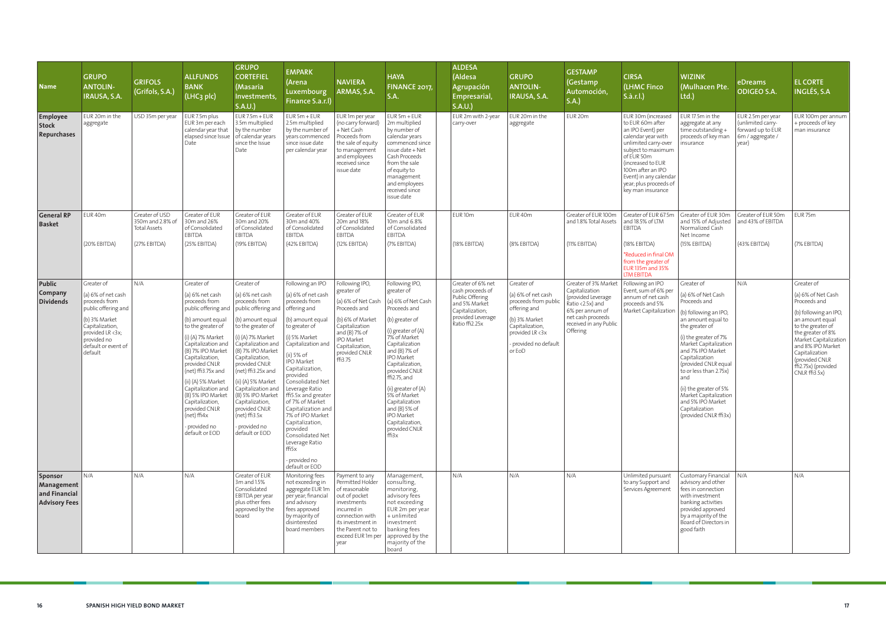| Name | GRUPO ANTOLIN-IRAUSA, S.A. | GRIFOLS (Grifols, S.A.) | ALLFUNDS BANK (LHC3 plc) | GRUPO CORTEFIEL (Masaria Investments, S.A.U.) | EMPARK (Arena Luxembourg Finance S.a.r.l) | NAVIERA ARMAS, S.A. | HAYA FINANCE 2017, S.A. | ALDESA (Aldesa Agrupación Empresarial, S.A.U.) | GRUPO ANTOLIN-IRAUSA, S.A. | GESTAMP (Gestamp Automoción, S.A.) | CIRSA (LHMC Finco S.à.r.l.) | WIZINK (Mulhacen Pte. Ltd.) | eDreams ODIGEO S.A. | EL CORTE INGLÉS, S.A |
|---|---|---|---|---|---|---|---|---|---|---|---|---|---|---|
| **Employee Stock Repurchases** | EUR 20m in the aggregate | USD 35m per year | EUR 7.5m plus EUR 3m per each calendar year that elapsed since Issue Date | EUR 7.5m + EUR 3.5m multiplied by the number of calendar years since the Issue Date | EUR 5m + EUR 2.5m multiplied by the number of years commenced since issue date per calendar year | EUR 1m per year (no carry forward) + Net Cash Proceeds from the sale of equity to management and employees received since issue date | EUR 5m + EUR 2m multiplied by number of calendar years commenced since issue date + Net Cash Proceeds from the sale of equity to management and employees received since issue date | EUR 2m with 2-year carry-over | EUR 20m in the aggregate | EUR 20m | EUR 30m (increased to EUR 60m after an IPO Event) per calendar year with unlimited carry-over subject to maximum of EUR 50m (increased to EUR 100m after an IPO Event) in any calendar year; plus proceeds of key man insurance | EUR 17.5m in the aggregate at any time outstanding + proceeds of key man insurance | EUR 2.5m per year (unlimited carry-forward up to EUR 6m / aggregate / year) | EUR 100m per annum + proceeds of key man insurance |
| **General RP Basket** | EUR 40m<br><br>(20% EBITDA) | Greater of USD 350m and 2.8% of Total Assets<br><br>(27% EBITDA) | Greater of EUR 30m and 26% of Consolidated EBITDA<br><br>(25% EBITDA) | Greater of EUR 30m and 20% of Consolidated EBITDA<br><br>(19% EBITDA) | Greater of EUR 30m and 40% of Consolidated EBITDA<br><br>(42% EBITDA) | Greater of EUR 20m and 18% of Consolidated EBITDA<br><br>(12% EBITDA) | Greater of EUR 10m and 6.8% of Consolidated EBITDA<br><br>(7% EBITDA) | EUR 10m<br><br>(18% EBITDA) | EUR 40m<br><br>(8% EBITDA) | Greater of EUR 100m and 1.8% Total Assets<br><br>(11% EBITDA) | Greater of EUR 67.5m and 18.5% of LTM EBITDA<br><br>(18% EBITDA)<br><br>*Reduced in final OM from the greater of EUR 135m and 35% LTM EBITDA | Greater of EUR 30m and 15% of Adjusted Normalized Cash Net Income<br><br>(15% EBITDA) | Greater of EUR 50m and 43% of EBITDA<br><br>(43% EBITDA) | EUR 75m<br><br>(7% EBITDA) |
| **Public Company Dividends** | Greater of (a) 6% of net cash proceeds from public offering and (b) 3% Market Capitalization, provided LR <3x; provided no default or event of default | N/A | Greater of (a) 6% net cash proceeds from public offering and (b) amount equal to the greater of (i) (A) 7% Market Capitalization and (B) 7% IPO Market Capitalization, provided CNLR (net) ≤3.75x and (ii) (A) 5% Market Capitalization and (B) 5% IPO Market Capitalization, provided CNLR (net) ≤4x - provided no default or EOD | Greater of (a) 6% net cash proceeds from public offering and (b) amount equal to the greater of (i) (A) 7% Market Capitalization and (B) 7% IPO Market Capitalization, provided CNLR (net) ≤3.25x and (ii) (A) 5% Market Capitalization and (B) 5% IPO Market Capitalization, provided CNLR (net) ≤3.5x - provided no default or EOD | Following an IPO (a) 6% of net cash proceeds from offering and (b) amount equal to greater of (i) 5% Market Capitalization and (ii) 5% of IPO Market Capitalization, provided Consolidated Net Leverage Ratio ≤5.5x and greater of 7% of Market Capitalization and 7% of IPO Market Capitalization, provided Consolidated Net Leverage Ratio ≤5x - provided no default or EOD | Following IPO, greater of (a) 6% of Net Cash Proceeds and (b) 6% of Market Capitalization and (B) 7% of IPO Market Capitalization, provided CNLR ≤3.75 | Following IPO, greater of (a) 6% of Net Cash Proceeds and (b) greater of (i) greater of (A) 7% of Market Capitalization and (B) 7% of IPO Market Capitalization, provided CNLR ≤2.75, and (ii) greater of (A) 5% of Market Capitalization and (B) 5% of IPO Market Capitalization, provided CNLR ≤3x | Greater of 6% net cash proceeds of Public Offering and 5% Market Capitalization; provided Leverage Ratio ≤2.25x | Greater of (a) 6% of net cash proceeds from public offering and (b) 3% Market Capitalization, provided LR <3x - provided no default or EoD | Greater of 3% Market Capitalization (provided Leverage Ratio <2.5x) and 6% per annum of net cash proceeds received in any Public Offering | Following an IPO Event, sum of 6% per annum of net cash proceeds and 5% Market Capitalization | Greater of (a) 6% of Net Cash Proceeds and (b) following an IPO, an amount equal to the greater of (i) the greater of 7% Market Capitalization and 7% IPO Market Capitalization (provided CNLR equal to or less than 2.75x) and (ii) the greater of 5% Market Capitalization and 5% IPO Market Capitalization (provided CNLR ≤3x) | N/A | Greater of (a) 6% of Net Cash Proceeds and (b) following an IPO, an amount equal to the greater of 8% Market Capitalization and 8% IPO Market Capitalization (provided CNLR ≤2.75x) (provided CNLR ≤3.5x) |
| **Sponsor Management and Financial Advisory Fees** | N/A | N/A | N/A | Greater of EUR 3m and 1.5% Consolidated EBITDA per year plus other fees approved by the board | Monitoring fees not exceeding in aggregate EUR 1m per year; financial and advisory fees approved by majority of disinterested board members | Payment to any Permitted Holder of reasonable out of pocket investments incurred in connection with its investment in the Parent not to exceed EUR 1m per year | Management, consulting, monitoring, advisory fees not exceeding EUR 2m per year + unlimited investment banking fees approved by the majority of the board | N/A | N/A | N/A | Unlimited pursuant to any Support and Services Agreement | Customary Financial advisory and other fees in connection with investment banking activities provided approved by a majority of the Board of Directors in good faith | N/A | N/A |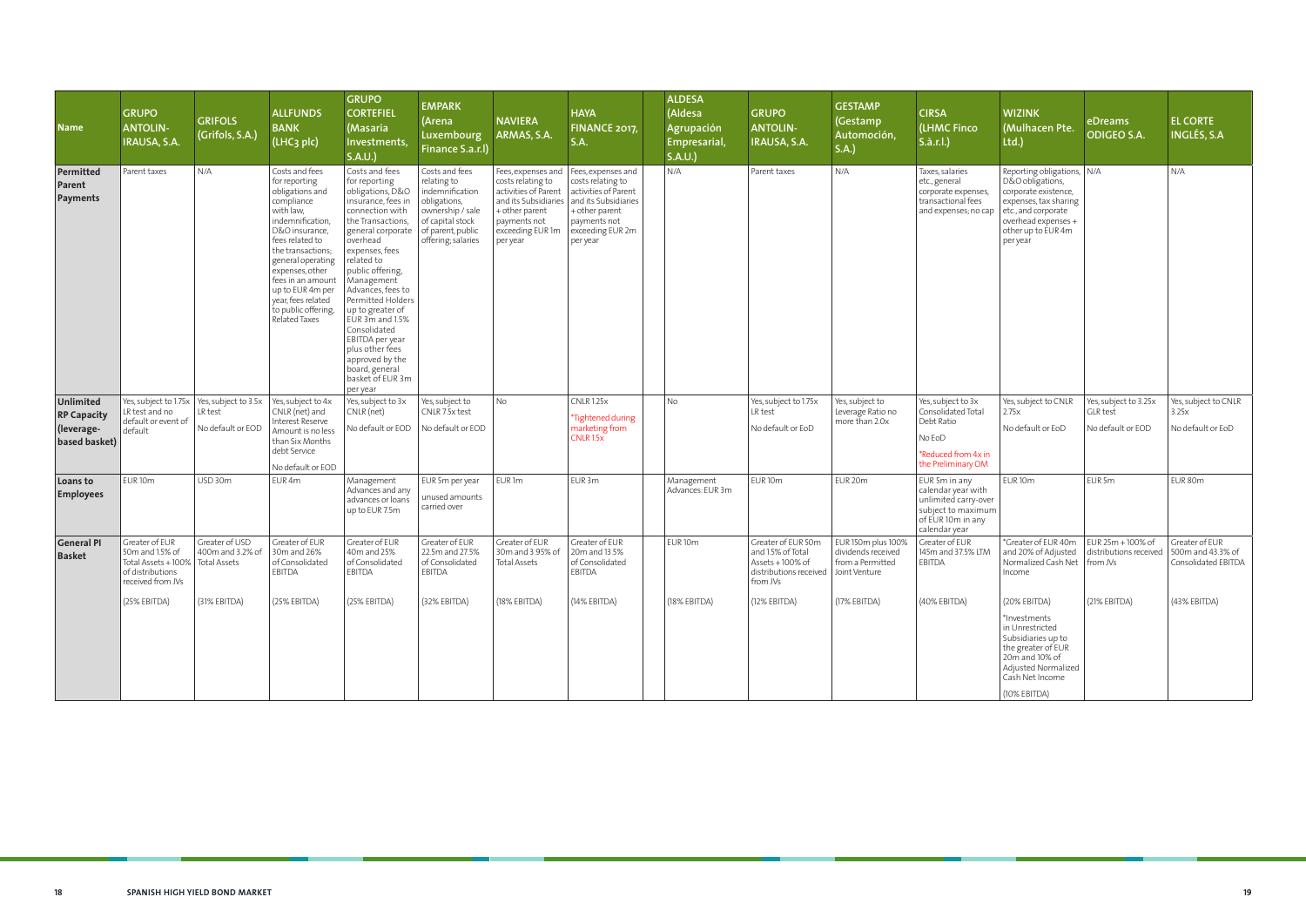| Name | GRUPO ANTOLIN-IRAUSA, S.A. | GRIFOLS (Grifols, S.A.) | ALLFUNDS BANK (LHC3 plc) | GRUPO CORTEFIEL (Masaria Investments, S.A.U.) | EMPARK (Arena Luxembourg Finance S.a.r.l) | NAVIERA ARMAS, S.A. | HAYA FINANCE 2017, S.A. | ALDESA (Aldesa Agrupación Empresarial, S.A.U.) | GRUPO ANTOLIN-IRAUSA, S.A. | GESTAMP (Gestamp Automoción, S.A.) | CIRSA (LHMC Finco S.à.r.l.) | WIZINK (Mulhacen Pte. Ltd.) | eDreams ODIGEO S.A. | EL CORTE INGLÉS, S.A |
|---|---|---|---|---|---|---|---|---|---|---|---|---|---|---|
| **Permitted Parent Payments** | Parent taxes | N/A | Costs and fees for reporting obligations and compliance with law, indemnification, D&O insurance, fees related to the transactions; general operating expenses, other fees in an amount up to EUR 4m per year, fees related to public offering, Related Taxes | Costs and fees for reporting obligations, D&O insurance, fees in connection with the Transactions, general corporate overhead expenses, fees related to public offering, Management Advances, fees to Permitted Holders up to greater of EUR 3m and 1.5% Consolidated EBITDA per year plus other fees approved by the board, general basket of EUR 3m per year | Costs and fees relating to indemnification obligations, ownership / sale of capital stock of parent, public offering; salaries | Fees, expenses and costs relating to activities of Parent and its Subsidiaries + other parent payments not exceeding EUR 1m per year | Fees, expenses and costs relating to activities of Parent and its Subsidiaries + other parent payments not exceeding EUR 2m per year | N/A | Parent taxes | N/A | Taxes, salaries etc., general corporate expenses, transactional fees and expenses; no cap | Reporting obligations, D&O obligations, corporate existence, expenses, tax sharing etc., and corporate overhead expenses + other up to EUR 4m per year | N/A | N/A |
| **Unlimited RP Capacity (leverage-based basket)** | Yes, subject to 1.75x LR test and no default or event of default | Yes, subject to 3.5x LR test<br><br>No default or EOD | Yes, subject to 4x CNLR (net) and Interest Reserve Amount is no less than Six Months debt Service<br><br>No default or EOD | Yes, subject to 3x CNLR (net)<br><br>No default or EOD | Yes, subject to CNLR 7.5x test<br><br>No default or EOD | No | CNLR 1.25x<br><br>*Tightened during marketing from CNLR 1.5x | No | Yes, subject to 1.75x LR test<br><br>No default or EoD | Yes, subject to Leverage Ratio no more than 2.0x | Yes, subject to 3x Consolidated Total Debt Ratio<br><br>No EoD<br><br>*Reduced from 4x in the Preliminary OM | Yes, subject to CNLR 2.75x<br><br>No default or EoD | Yes, subject to 3.25x GLR test<br><br>No default or EOD | Yes, subject to CNLR 3.25x<br><br>No default or EoD |
| **Loans to Employees** | EUR 10m | USD 30m | EUR 4m | Management Advances and any advances or loans up to EUR 7.5m | EUR 5m per year unused amounts carried over | EUR 1m | EUR 3m | Management Advances: EUR 3m | EUR 10m | EUR 20m | EUR 5m in any calendar year with unlimited carry-over subject to maximum of EUR 10m in any calendar year | EUR 10m | EUR 5m | EUR 80m |
| **General PI Basket** | Greater of EUR 50m and 1.5% of Total Assets + 100% of distributions received from JVs<br><br>(25% EBITDA) | Greater of USD 400m and 3.2% of Total Assets<br><br>(31% EBITDA) | Greater of EUR 30m and 26% of Consolidated EBITDA<br><br>(25% EBITDA) | Greater of EUR 40m and 25% of Consolidated EBITDA<br><br>(25% EBITDA) | Greater of EUR 22.5m and 27.5% of Consolidated EBITDA<br><br>(32% EBITDA) | Greater of EUR 30m and 3.95% of Total Assets<br><br>(18% EBITDA) | Greater of EUR 20m and 13.5% of Consolidated EBITDA<br><br>(14% EBITDA) | EUR 10m<br><br>(18% EBITDA) | Greater of EUR 50m and 1.5% of Total Assets + 100% of distributions received from JVs<br><br>(12% EBITDA) | EUR 150m plus 100% dividends received from a Permitted Joint Venture<br><br>(17% EBITDA) | Greater of EUR 145m and 37.5% LTM EBITDA<br><br>(40% EBITDA) | *Greater of EUR 40m and 20% of Adjusted Normalized Cash Net Income<br><br>(20% EBITDA)<br><br>*Investments in Unrestricted Subsidiaries up to the greater of EUR 20m and 10% of Adjusted Normalized Cash Net Income<br><br>(10% EBITDA) | EUR 25m + 100% of distributions received from JVs<br><br>(21% EBITDA) | Greater of EUR 500m and 43.3% of Consolidated EBITDA<br><br>(43% EBITDA) |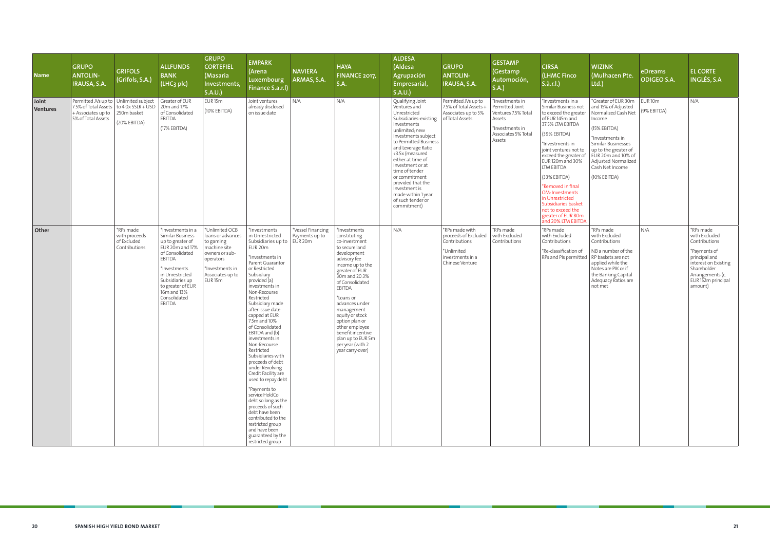| Name | GRUPO ANTOLIN-IRAUSA, S.A. | GRIFOLS (Grifols, S.A.) | ALLFUNDS BANK (LHC3 plc) | GRUPO CORTEFIEL (Masaria Investments, S.A.U.) | EMPARK (Arena Luxembourg Finance S.a.r.l) | NAVIERA ARMAS, S.A. | HAYA FINANCE 2017, S.A. | ALDESA (Aldesa Agrupación Empresarial, S.A.U.) | GRUPO ANTOLIN-IRAUSA, S.A. | GESTAMP (Gestamp Automoción, S.A.) | CIRSA (LHMC Finco S.à.r.l.) | WIZINK (Mulhacen Pte. Ltd.) | eDreams ODIGEO S.A. | EL CORTE INGLÉS, S.A |
|---|---|---|---|---|---|---|---|---|---|---|---|---|---|---|
| Joint Ventures | Permitted JVs up to 7.5% of Total Assets + Associates up to 5% of Total Assets | Unlimited subject to 4.0x SSLR + USD 250m basket<br>(20% EBITDA) | Greater of EUR 20m and 17% of Consolidated EBITDA<br>(17% EBITDA) | EUR 15m<br>(10% EBITDA) | Joint ventures already disclosed on issue date | N/A | N/A | Qualifying Joint Ventures and Unrestricted Subsidiaries: existing Investments unlimited; new Investments subject to Permitted Business and Leverage Ratio <3.5x (measured either at time of Investment or at time of tender or commitment provided that the Investment is made within 1 year of such tender or commitment) | Permitted JVs up to 7.5% of Total Assets + Associates up to 5% of Total Assets | *Investments in Permitted Joint Ventures 7.5% Total Assets<br>*Investments in Associates 5% Total Assets | *Investments in a Similar Business not to exceed the greater of EUR 145m and 37.5% LTM EBITDA<br>(39% EBITDA)<br>*Investments in joint ventures not to exceed the greater of EUR 120m and 30% LTM EBITDA<br>(33% EBITDA)<br>*Removed in final OM: Investments in Unrestricted Subsidiaries basket not to exceed the greater of EUR 80m and 20% LTM EBITDA | *Greater of EUR 30m and 15% of Adjusted Normalized Cash Net Income<br>(15% EBITDA)<br>*Investments in Similar Businesses up to the greater of EUR 20m and 10% of Adjusted Normalized Cash Net Income<br>(10% EBITDA) | EUR 10m<br>(9% EBITDA) | N/A |
| Other | | *RPs made with proceeds of Excluded Contributions | *Investments in a Similar Business up to greater of EUR 20m and 17% of Consolidated EBITDA<br>*Investments in Unrestricted Subsidiaries up to greater of EUR 16m and 13% Consolidated EBITDA | *Unlimited OCB loans or advances to gaming machine site owners or sub-operators<br>*Investments in Associates up to EUR 15m | *Investments in Unrestricted Subsidiaries up to EUR 20m<br>*Investments in Parent Guarantor or Restricted Subsidiary provided (a) investments in Non-Recourse Restricted Subsidiary made after issue date capped at EUR 7.5m and 10% of Consolidated EBITDA and (b) investments in Non-Recourse Restricted Subsidiaries with proceeds of debt under Revolving Credit Facility are used to repay debt<br>*Payments to service HoldCo debt so long as the proceeds of such debt have been contributed to the restricted group and have been guaranteed by the restricted group | *Vessel Financing Payments up to EUR 20m | *Investments constituting co-investment to secure land development advisory fee income up to the greater of EUR 30m and 20.3% of Consolidated EBITDA<br>*Loans or advances under management equity or stock option plan or other employee benefit incentive plan up to EUR 5m per year (with 2 year carry-over) | N/A | *RPs made with proceeds of Excluded Contributions<br>*Unlimited investments in a Chinese Venture | *RPs made with Excluded Contributions | *RPs made with Excluded Contributions<br>*Re-classification of RPs and PIs permitted | *RPs made with Excluded Contributions<br>NB a number of the RP baskets are not applied while the Notes are PIK or if the Banking Capital Adequacy Ratios are not met | N/A | *RPs made with Excluded Contributions<br>*Payments of principal and interest on Existing Shareholder Arrangements (c. EUR 152m principal amount) |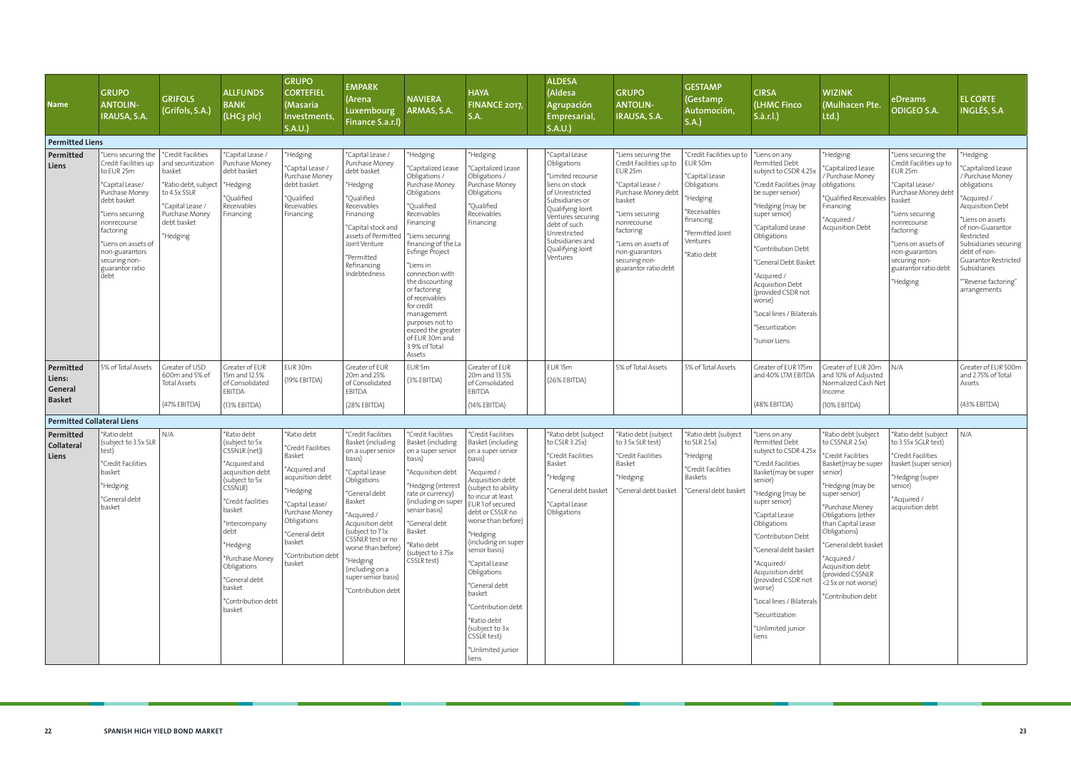| Name | GRUPO ANTOLIN-IRAUSA, S.A. | GRIFOLS (Grifols, S.A.) | ALLFUNDS BANK (LHC3 plc) | GRUPO CORTEFIEL (Masaria Investments, S.A.U.) | EMPARK (Arena Luxembourg Finance S.a.r.l) | NAVIERA ARMAS, S.A. | HAYA FINANCE 2017, S.A. | ALDESA (Aldesa Agrupación Empresarial, S.A.U.) | GRUPO ANTOLIN-IRAUSA, S.A. | GESTAMP (Gestamp Automoción, S.A.) | CIRSA (LHMC Finco S.à.r.l.) | WIZINK (Mulhacen Pte. Ltd.) | eDreams ODIGEO S.A. | EL CORTE INGLÉS, S.A |
|---|---|---|---|---|---|---|---|---|---|---|---|---|---|---|
| **Permitted Liens** | | | | | | | | | | | | | | |
| **Permitted Liens** | *Liens securing the Credit Facilities up to EUR 25m<br>*Capital Lease/ Purchase Money debt basket<br>*Liens securing nonrecourse factoring<br>*Liens on assets of non-guarantors securing non-guarantor ratio debt | *Credit Facilities and securitization basket<br>*Ratio debt, subject to 4.5x SSLR<br>*Capital Lease / Purchase Money debt basket<br>*Hedging | *Capital Lease / Purchase Money debt basket<br>*Hedging<br>*Qualified Receivables Financing | *Hedging<br>*Capital Lease / Purchase Money debt basket<br>*Qualified Receivables Financing | *Capital Lease / Purchase Money debt basket<br>*Hedging<br>*Qualified Receivables Financing<br>*Capital stock and assets of Permitted Joint Venture<br>*Permitted Refinancing Indebtedness | *Hedging<br>*Capitalized Lease Obligations / Purchase Money Obligations<br>*Qualified Receivables Financing<br>*Liens securing financing of the La Esfinge Project<br>*Liens in connection with the discounting or factoring of receivables for credit management purposes not to exceed the greater of EUR 30m and 3.9% of Total Assets | *Hedging<br>*Capitalized Lease Obligations / Purchase Money Obligations<br>*Qualified Receivables Financing | *Capital Lease Obligations<br>*Limited recourse liens on stock of Unrestricted Subsidiaries or Qualifying Joint Ventures securing debt of such Unrestricted Subsidiaries and Qualifying Joint Ventures | *Liens securing the Credit Facilities up to EUR 25m<br>*Capital Lease / Purchase Money debt basket<br>*Liens securing nonrecourse factoring<br>*Liens on assets of non-guarantors securing non-guarantor ratio debt | *Credit Facilities up to EUR 50m<br>*Capital Lease Obligations<br>*Hedging<br>*Receivables financing<br>*Permitted Joint Ventures<br>*Ratio debt | *Liens on any Permitted Debt subject to CSDR 4.25x<br>*Credit Facilities (may be super senior)<br>*Hedging (may be super senior)<br>*Capitalized Lease Obligations<br>*Contribution Debt<br>*General Debt Basket<br>*Acquired / Acquisition Debt (provided CSDR not worse)<br>*Local lines / Bilaterals<br>*Securitization<br>*Junior Liens | *Hedging<br>*Capitalized Lease / Purchase Money obligations<br>*Qualified Receivables Financing<br>*Acquired / Acquisition Debt | *Liens securing the Credit Facilities up to EUR 25m<br>*Capital Lease/ Purchase Money debt basket<br>*Liens securing nonrecourse factoring<br>*Liens on assets of non-guarantors securing non-guarantor ratio debt<br>*Hedging | *Hedging<br>*Capitalized Lease / Purchase Money obligations<br>*Acquired / Acquisition Debt<br>*Liens on assets of non-Guarantor Restricted Subsidiaries securing debt of non-Guarantor Restricted Subsidiaries<br>*"Reverse factoring" arrangements |
| **Permitted Liens: General Basket** | 5% of Total Assets | Greater of USD 600m and 5% of Total Assets<br>(47% EBITDA) | Greater of EUR 15m and 12.5% of Consolidated EBITDA<br>(13% EBITDA) | EUR 30m<br>(19% EBITDA) | Greater of EUR 20m and 25% of Consolidated EBITDA<br>(28% EBITDA) | EUR 5m<br>(3% EBITDA) | Greater of EUR 20m and 13.5% of Consolidated EBITDA<br>(14% EBITDA) | EUR 15m<br>(26% EBITDA) | 5% of Total Assets | 5% of Total Assets | Greater of EUR 175m and 40% LTM EBITDA<br>(48% EBITDA) | Greater of EUR 20m and 10% of Adjusted Normalized Cash Net Income<br>(10% EBITDA) | N/A | Greater of EUR 500m and 2.75% of Total Assets<br>(43% EBITDA) |
| **Permitted Collateral Liens** | | | | | | | | | | | | | | |
| **Permitted Collateral Liens** | *Ratio debt (subject to 3.5x SLR test)<br>*Credit Facilities basket<br>*Hedging<br>*General debt basket | N/A | *Ratio debt (subject to 5x CSSNLR (net))<br>*Acquired and acquisition debt (subject to 5x CSSNLR)<br>*Credit facilities basket<br>*Intercompany debt<br>*Hedging<br>*Purchase Money Obligations<br>*General debt basket<br>*Contribution debt basket | *Ratio debt<br>*Credit Facilities Basket<br>*Acquired and acquisition debt<br>*Hedging<br>*Capital Lease/ Purchase Money Obligations<br>*General debt basket<br>*Contribution debt basket | *Credit Facilities Basket (including on a super senior basis)<br>*Capital Lease Obligations<br>*General debt Basket<br>*Acquired / Acquisition debt (subject to 7.1x CSSNLR test or no worse than before)<br>*Hedging (including on a super senior basis)<br>*Contribution debt | *Credit Facilities Basket (including on a super senior basis)<br>*Acquisition debt<br>*Hedging (interest rate or currency) (including on super senior basis)<br>*General debt Basket<br>*Ratio debt (subject to 3.75x CSSLR test) | *Credit Facilities Basket (including on a super senior basis)<br>*Acquired / Acquisition debt (subject to ability to incur at least EUR 1 of secured debt or CSSLR no worse than before)<br>*Hedging (including on super senior basis)<br>*Capital Lease Obligations<br>*General debt basket<br>*Contribution debt<br>*Ratio debt (subject to 3x CSSLR test)<br>*Unlimited junior liens | *Ratio debt (subject to CSLR 3.25x)<br>*Credit Facilities Basket<br>*Hedging<br>*General debt basket<br>*Capital Lease Obligations | *Ratio debt (subject to 3.5x SLR test)<br>*Credit Facilities Basket<br>*Hedging<br>*General debt basket | *Ratio debt (subject to SLR 2.5x)<br>*Hedging<br>*Credit Facilities Baskets<br>*General debt basket | *Liens on any Permitted Debt subject to CSDR 4.25x<br>*Credit Facilities Basket(may be super senior)<br>*Hedging (may be super senior)<br>*Capital Lease Obligations<br>*Contribution Debt<br>*General debt basket<br>*Acquired/ Acquisition debt (provided CSDR not worse)<br>*Local lines / Bilaterals<br>*Securitization<br>*Unlimited junior liens | *Ratio debt (subject to CSSNLR 2.5x)<br>*Credit Facilities Basket(may be super senior)<br>*Hedging (may be super senior)<br>*Purchase Money Obligations (other than Capital Lease Obligations)<br>*General debt basket<br>*Acquired / Acquisition debt (provided CSSNLR <2.5x or not worse)<br>*Contribution debt | *Ratio debt (subject to 3.55x SGLR test)<br>*Credit Facilities basket (super senior)<br>*Hedging (super senior)<br>*Acquired / acquisition debt | N/A |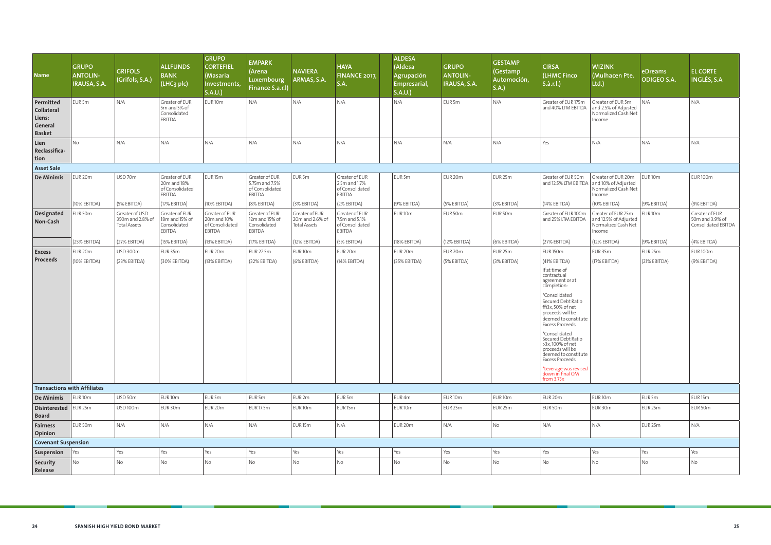| Name | GRUPO ANTOLIN-IRAUSA, S.A. | GRIFOLS (Grifols, S.A.) | ALLFUNDS BANK (LHC3 plc) | GRUPO CORTEFIEL (Masaria Investments, S.A.U.) | EMPARK (Arena Luxembourg Finance S.a.r.l) | NAVIERA ARMAS, S.A. | HAYA FINANCE 2017, S.A. | ALDESA (Aldesa Agrupación Empresarial, S.A.U.) | GRUPO ANTOLIN-IRAUSA, S.A. | GESTAMP (Gestamp Automoción, S.A.) | CIRSA (LHMC Finco S.à.r.l.) | WIZINK (Mulhacen Pte. Ltd.) | eDreams ODIGEO S.A. | EL CORTE INGLÉS, S.A |
|---|---|---|---|---|---|---|---|---|---|---|---|---|---|---|
| **Permitted Collateral Liens: General Basket** | EUR 5m | N/A | Greater of EUR 5m and 5% of Consolidated EBITDA | EUR 10m | N/A | N/A | N/A | N/A | EUR 5m | N/A | Greater of EUR 175m and 40% LTM EBITDA | Greater of EUR 5m and 2.5% of Adjusted Normalized Cash Net Income | N/A | N/A |
| **Lien Reclassification** | No | N/A | N/A | N/A | N/A | N/A | N/A | N/A | N/A | N/A | Yes | N/A | N/A | N/A |
| **Asset Sale** | | | | | | | | | | | | | | |
| **De Minimis** | EUR 20m (10% EBITDA) | USD 70m (5% EBITDA) | Greater of EUR 20m and 18% of Consolidated EBITDA (17% EBITDA) | EUR 15m (10% EBITDA) | Greater of EUR 5.75m and 7.5% of Consolidated EBITDA (8% EBITDA) | EUR 5m (3% EBITDA) | Greater of EUR 2.5m and 1.7% of Consolidated EBITDA (2% EBITDA) | EUR 5m (9% EBITDA) | EUR 20m (5% EBITDA) | EUR 25m (3% EBITDA) | Greater of EUR 50m and 12.5% LTM EBITDA (14% EBITDA) | Greater of EUR 20m and 10% of Adjusted Normalized Cash Net Income (10% EBITDA) | EUR 10m (9% EBITDA) | EUR 100m (9% EBITDA) |
| **Designated Non-Cash** | EUR 50m (25% EBITDA) | Greater of USD 350m and 2.8% of Total Assets (27% EBITDA) | Greater of EUR 18m and 15% of Consolidated EBITDA (15% EBITDA) | Greater of EUR 20m and 10% of Consolidated EBITDA (13% EBITDA) | Greater of EUR 12m and 15% of Consolidated EBITDA (17% EBITDA) | Greater of EUR 20m and 2.6% of Total Assets (12% EBITDA) | Greater of EUR 7.5m and 5.1% of Consolidated EBITDA (5% EBITDA) | EUR 10m (18% EBITDA) | EUR 50m (12% EBITDA) | EUR 50m (6% EBITDA) | Greater of EUR 100m and 25% LTM EBITDA (27% EBITDA) | Greater of EUR 25m and 12.5% of Adjusted Normalized Cash Net Income (12% EBITDA) | EUR 10m (9% EBITDA) | Greater of EUR 50m and 3.9% of Consolidated EBITDA (4% EBITDA) |
| **Excess Proceeds** | EUR 20m (10% EBITDA) | USD 300m (23% EBITDA) | EUR 35m (30% EBITDA) | EUR 20m (13% EBITDA) | EUR 22.5m (32% EBITDA) | EUR 10m (6% EBITDA) | EUR 20m (14% EBITDA) | EUR 20m (35% EBITDA) | EUR 20m (5% EBITDA) | EUR 25m (3% EBITDA) | EUR 150m (41% EBITDA)<br>If at time of contractual agreement or at completion:<br>*Consolidated Secured Debt Ratio ffi3x, 50% of net proceeds will be deemed to constitute Excess Proceeds<br>*Consolidated Secured Debt Ratio >3x, 100% of net proceeds will be deemed to constitute Excess Proceeds<br>*Leverage was revised down in final OM from 3.75x | EUR 35m (17% EBITDA) | EUR 25m (21% EBITDA) | EUR 100m (9% EBITDA) |
| **Transactions with Affiliates** | | | | | | | | | | | | | | |
| **De Minimis** | EUR 10m | USD 50m | EUR 10m | EUR 5m | EUR 5m | EUR 2m | EUR 5m | EUR 4m | EUR 10m | EUR 10m | EUR 20m | EUR 10m | EUR 5m | EUR 15m |
| **Disinterested Board** | EUR 25m | USD 100m | EUR 30m | EUR 20m | EUR 17.5m | EUR 10m | EUR 15m | EUR 10m | EUR 25m | EUR 25m | EUR 50m | EUR 30m | EUR 25m | EUR 50m |
| **Fairness Opinion** | EUR 50m | N/A | N/A | N/A | N/A | EUR 15m | N/A | EUR 20m | N/A | No | N/A | N/A | EUR 25m | N/A |
| **Covenant Suspension** | | | | | | | | | | | | | | |
| **Suspension** | Yes | Yes | Yes | Yes | Yes | Yes | Yes | Yes | Yes | Yes | Yes | Yes | Yes | Yes |
| **Security Release** | No | No | No | No | No | No | No | No | No | No | No | No | No | No |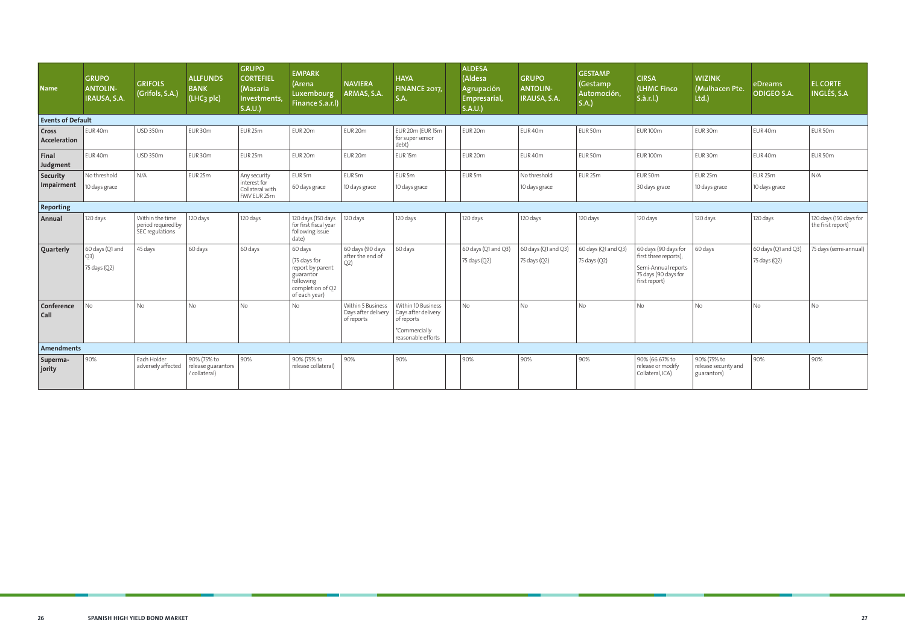| Name | GRUPO ANTOLIN-IRAUSA, S.A. | GRIFOLS (Grifols, S.A.) | ALLFUNDS BANK (LHC3 plc) | GRUPO CORTEFIEL (Masaria Investments, S.A.U.) | EMPARK (Arena Luxembourg Finance S.a.r.l) | NAVIERA ARMAS, S.A. | HAYA FINANCE 2017, S.A. | ALDESA (Aldesa Agrupación Empresarial, S.A.U.) | GRUPO ANTOLIN-IRAUSA, S.A. | GESTAMP (Gestamp Automoción, S.A.) | CIRSA (LHMC Finco S.à.r.l.) | WIZINK (Mulhacen Pte. Ltd.) | eDreams ODIGEO S.A. | EL CORTE INGLÉS, S.A |
|---|---|---|---|---|---|---|---|---|---|---|---|---|---|---|
| **Events of Default** | | | | | | | | | | | | | | |
| **Cross Acceleration** | EUR 40m | USD 350m | EUR 30m | EUR 25m | EUR 20m | EUR 20m | EUR 20m (EUR 15m for super senior debt) | EUR 20m | EUR 40m | EUR 50m | EUR 100m | EUR 30m | EUR 40m | EUR 50m |
| **Final Judgment** | EUR 40m | USD 350m | EUR 30m | EUR 25m | EUR 20m | EUR 20m | EUR 15m | EUR 20m | EUR 40m | EUR 50m | EUR 100m | EUR 30m | EUR 40m | EUR 50m |
| **Security Impairment** | No threshold<br>10 days grace | N/A | EUR 25m | Any security interest for Collateral with FMV EUR 25m | EUR 5m<br>60 days grace | EUR 5m<br>10 days grace | EUR 5m<br>10 days grace | EUR 5m | No threshold<br>10 days grace | EUR 25m | EUR 50m<br>30 days grace | EUR 25m<br>10 days grace | EUR 25m<br>10 days grace | N/A |
| **Reporting** | | | | | | | | | | | | | | |
| **Annual** | 120 days | Within the time period required by SEC regulations | 120 days | 120 days | 120 days (150 days for first fiscal year following issue date) | 120 days | 120 days | 120 days | 120 days | 120 days | 120 days | 120 days | 120 days | 120 days (150 days for the first report) |
| **Quarterly** | 60 days (Q1 and Q3)<br>75 days (Q2) | 45 days | 60 days | 60 days | 60 days<br>(75 days for report by parent guarantor following completion of Q2 of each year) | 60 days (90 days after the end of Q2) | 60 days | 60 days (Q1 and Q3)<br>75 days (Q2) | 60 days (Q1 and Q3)<br>75 days (Q2) | 60 days (Q1 and Q3)<br>75 days (Q2) | 60 days (90 days for first three reports);<br>Semi-Annual reports 75 days (90 days for first report) | 60 days | 60 days (Q1 and Q3)<br>75 days (Q2) | 75 days (semi-annual) |
| **Conference Call** | No | No | No | No | No | Within 5 Business Days after delivery of reports | Within 10 Business Days after delivery of reports<br>*Commercially reasonable efforts | No | No | No | No | No | No | No |
| **Amendments** | | | | | | | | | | | | | | |
| **Superma-jority** | 90% | Each Holder adversely affected | 90% (75% to release guarantors / collateral) | 90% | 90% (75% to release collateral) | 90% | 90% | 90% | 90% | 90% | 90% (66.67% to release or modify Collateral, ICA) | 90% (75% to release security and guarantors) | 90% | 90% |